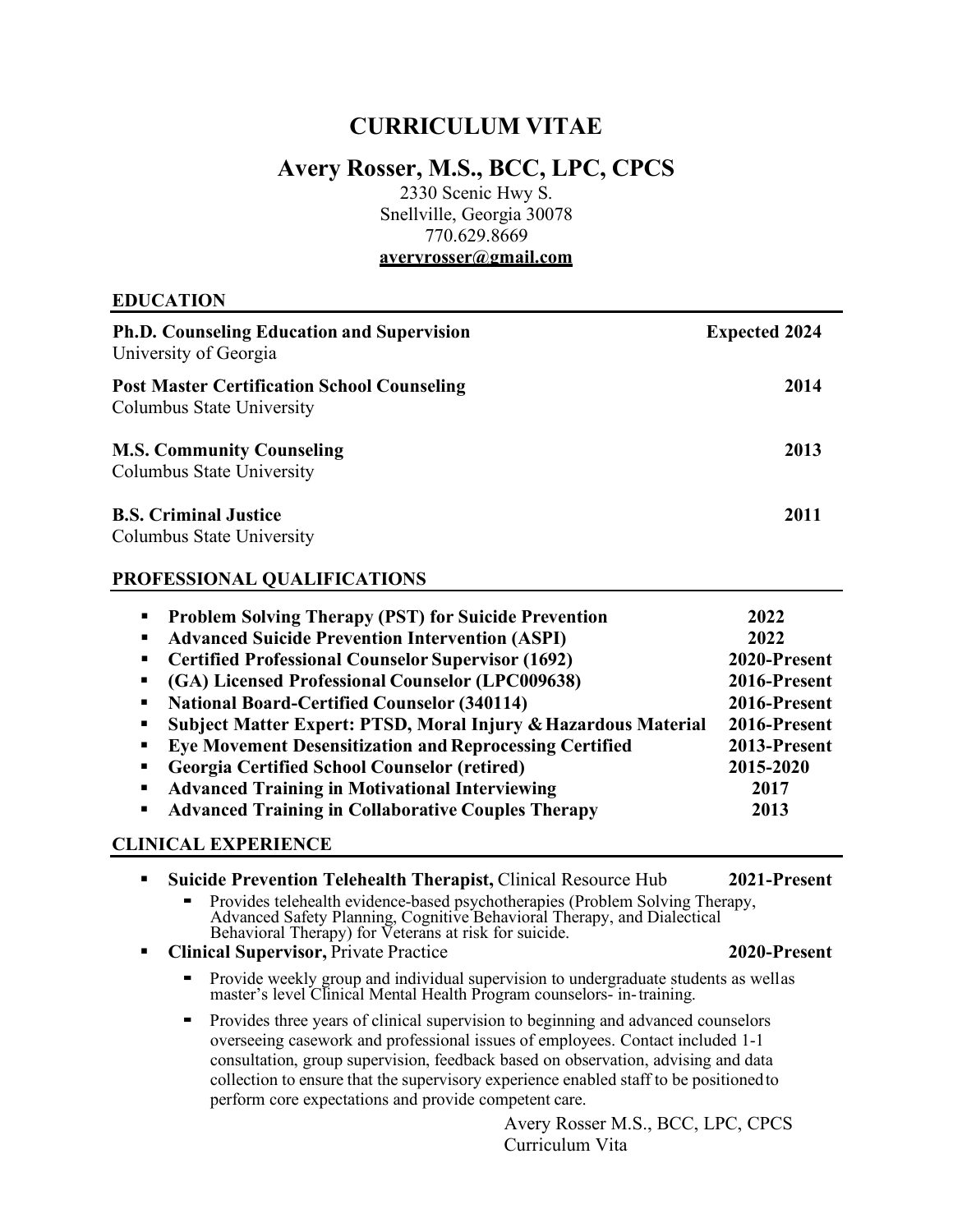# CURRICULUM VITAE

## Avery Rosser, M.S., BCC, LPC, CPCS

2330 Scenic Hwy S.
Snellville, Georgia 30078
770.629.8669
**averyrosser@gmail.com**

### EDUCATION

**Ph.D. Counseling Education and Supervision** — **Expected 2024**
University of Georgia

**Post Master Certification School Counseling** — **2014**
Columbus State University

**M.S. Community Counseling** — **2013**
Columbus State University

**B.S. Criminal Justice** — **2011**
Columbus State University

### PROFESSIONAL QUALIFICATIONS

- **Problem Solving Therapy (PST) for Suicide Prevention** — **2022**
- **Advanced Suicide Prevention Intervention (ASPI)** — **2022**
- **Certified Professional Counselor Supervisor (1692)** — **2020-Present**
- **(GA) Licensed Professional Counselor (LPC009638)** — **2016-Present**
- **National Board-Certified Counselor (340114)** — **2016-Present**
- **Subject Matter Expert: PTSD, Moral Injury & Hazardous Material** — **2016-Present**
- **Eye Movement Desensitization and Reprocessing Certified** — **2013-Present**
- **Georgia Certified School Counselor (retired)** — **2015-2020**
- **Advanced Training in Motivational Interviewing** — **2017**
- **Advanced Training in Collaborative Couples Therapy** — **2013**

### CLINICAL EXPERIENCE

- **Suicide Prevention Telehealth Therapist,** Clinical Resource Hub — **2021-Present**
  - Provides telehealth evidence-based psychotherapies (Problem Solving Therapy, Advanced Safety Planning, Cognitive Behavioral Therapy, and Dialectical Behavioral Therapy) for Veterans at risk for suicide.
- **Clinical Supervisor,** Private Practice — **2020-Present**
  - Provide weekly group and individual supervision to undergraduate students as well as master's level Clinical Mental Health Program counselors- in-training.
  - Provides three years of clinical supervision to beginning and advanced counselors overseeing casework and professional issues of employees. Contact included 1-1 consultation, group supervision, feedback based on observation, advising and data collection to ensure that the supervisory experience enabled staff to be positioned to perform core expectations and provide competent care.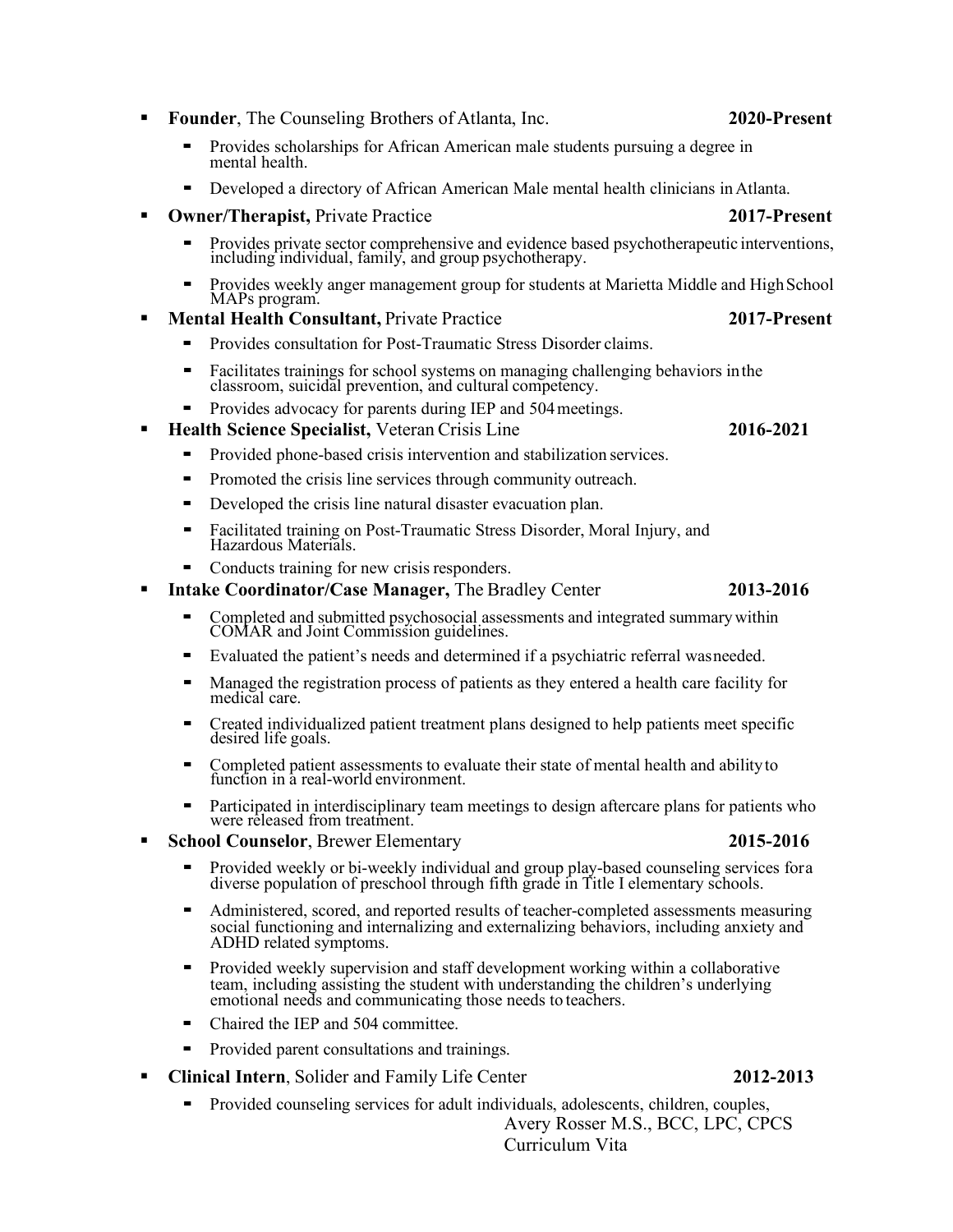- **Founder**, The Counseling Brothers of Atlanta, Inc. **2020-Present**
  - Provides scholarships for African American male students pursuing a degree in mental health.
  - Developed a directory of African American Male mental health clinicians in Atlanta.
- **Owner/Therapist,** Private Practice **2017-Present**
  - Provides private sector comprehensive and evidence based psychotherapeutic interventions, including individual, family, and group psychotherapy.
  - Provides weekly anger management group for students at Marietta Middle and High School MAPs program.
- **Mental Health Consultant,** Private Practice **2017-Present**
  - Provides consultation for Post-Traumatic Stress Disorder claims.
  - Facilitates trainings for school systems on managing challenging behaviors in the classroom, suicidal prevention, and cultural competency.
  - Provides advocacy for parents during IEP and 504 meetings.
- **Health Science Specialist,** Veteran Crisis Line **2016-2021**
  - Provided phone-based crisis intervention and stabilization services.
  - Promoted the crisis line services through community outreach.
  - Developed the crisis line natural disaster evacuation plan.
  - Facilitated training on Post-Traumatic Stress Disorder, Moral Injury, and Hazardous Materials.
  - Conducts training for new crisis responders.
- **Intake Coordinator/Case Manager,** The Bradley Center **2013-2016**
  - Completed and submitted psychosocial assessments and integrated summary within COMAR and Joint Commission guidelines.
  - Evaluated the patient's needs and determined if a psychiatric referral wasneeded.
  - Managed the registration process of patients as they entered a health care facility for medical care.
  - Created individualized patient treatment plans designed to help patients meet specific desired life goals.
  - Completed patient assessments to evaluate their state of mental health and ability to function in a real-world environment.
  - Participated in interdisciplinary team meetings to design aftercare plans for patients who were released from treatment.
- **School Counselor**, Brewer Elementary **2015-2016**
  - Provided weekly or bi-weekly individual and group play-based counseling services fora diverse population of preschool through fifth grade in Title I elementary schools.
  - Administered, scored, and reported results of teacher-completed assessments measuring social functioning and internalizing and externalizing behaviors, including anxiety and ADHD related symptoms.
  - Provided weekly supervision and staff development working within a collaborative team, including assisting the student with understanding the children's underlying emotional needs and communicating those needs to teachers.
  - Chaired the IEP and 504 committee.
  - Provided parent consultations and trainings.
- **Clinical Intern**, Solider and Family Life Center **2012-2013**
  - Provided counseling services for adult individuals, adolescents, children, couples,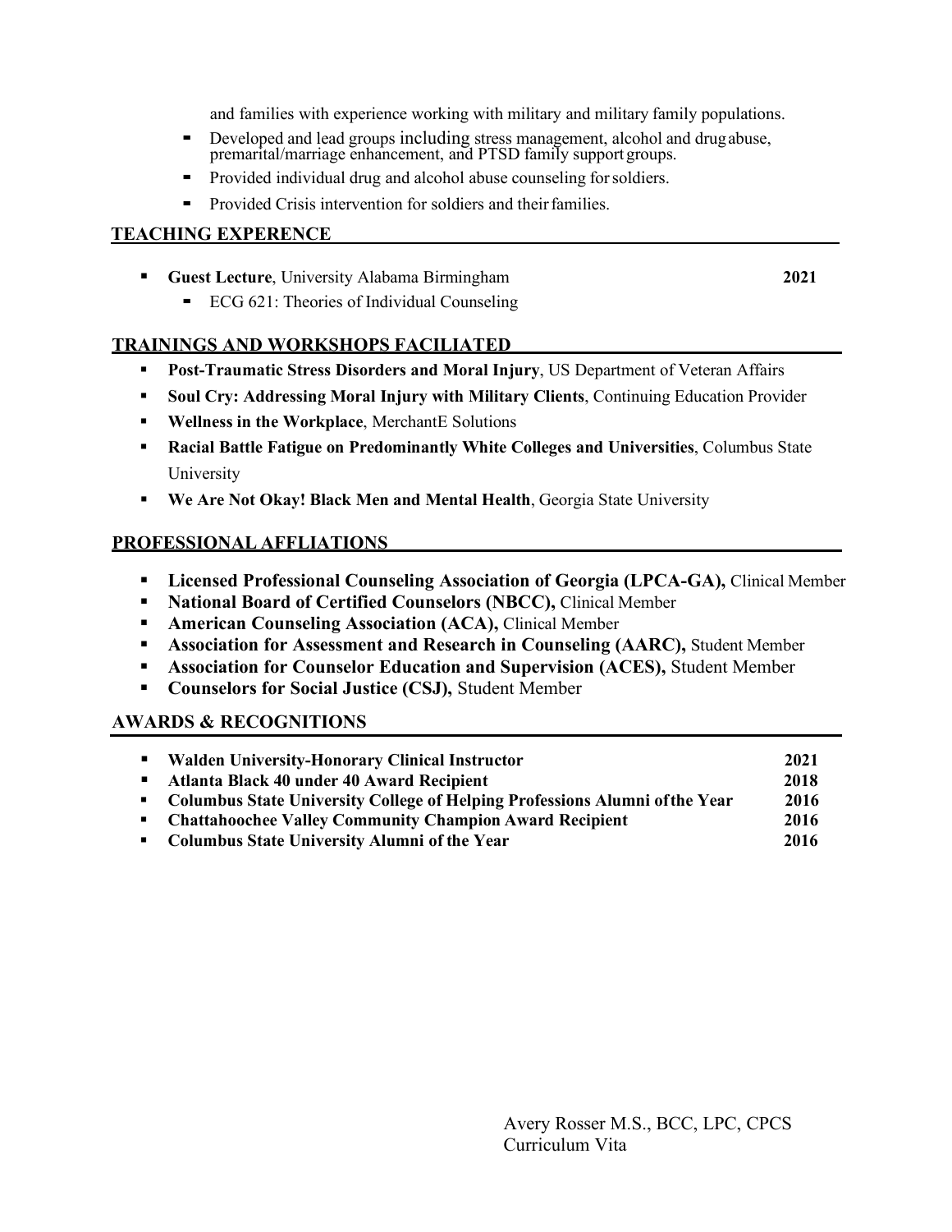and families with experience working with military and military family populations.

- Developed and lead groups including stress management, alcohol and drug abuse, premarital/marriage enhancement, and PTSD family support groups.
- Provided individual drug and alcohol abuse counseling for soldiers.
- Provided Crisis intervention for soldiers and their families.

## TEACHING EXPERENCE

- **Guest Lecture**, University Alabama Birmingham **2021**
  - ECG 621: Theories of Individual Counseling

## TRAININGS AND WORKSHOPS FACILIATED

- **Post-Traumatic Stress Disorders and Moral Injury**, US Department of Veteran Affairs
- **Soul Cry: Addressing Moral Injury with Military Clients**, Continuing Education Provider
- **Wellness in the Workplace**, MerchantE Solutions
- **Racial Battle Fatigue on Predominantly White Colleges and Universities**, Columbus State University
- **We Are Not Okay! Black Men and Mental Health**, Georgia State University

## PROFESSIONAL AFFLIATIONS

- **Licensed Professional Counseling Association of Georgia (LPCA-GA),** Clinical Member
- **National Board of Certified Counselors (NBCC),** Clinical Member
- **American Counseling Association (ACA),** Clinical Member
- **Association for Assessment and Research in Counseling (AARC),** Student Member
- **Association for Counselor Education and Supervision (ACES),** Student Member
- **Counselors for Social Justice (CSJ),** Student Member

## AWARDS & RECOGNITIONS

- **Walden University-Honorary Clinical Instructor** **2021**
- **Atlanta Black 40 under 40 Award Recipient** **2018**
- **Columbus State University College of Helping Professions Alumni of the Year** **2016**
- **Chattahoochee Valley Community Champion Award Recipient** **2016**
- **Columbus State University Alumni of the Year** **2016**